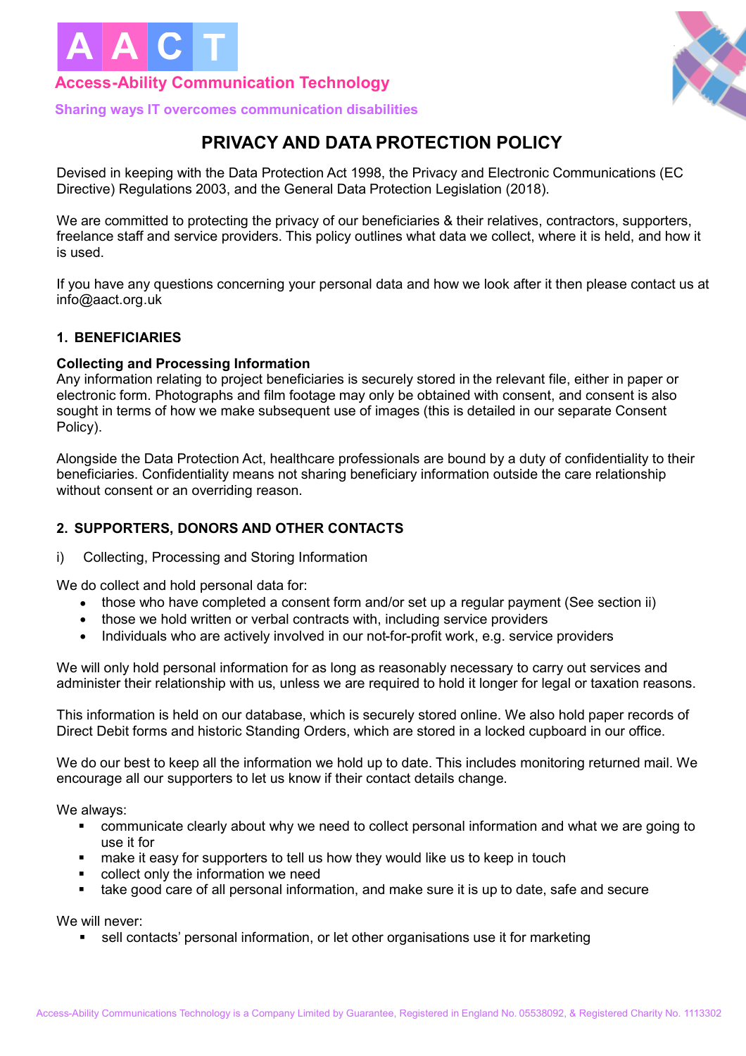# A A C T

**Access-Ability Communication Technology**

**Sharing ways IT overcomes communication disabilities**

## PRIVACY AND DATA PROTECTION POLICY

Devised in keeping with the Data Protection Act 1998, the Privacy and Electronic Communications (EC Directive) Regulations 2003, and the General Data Protection Legislation (2018).

We are committed to protecting the privacy of our beneficiaries & their relatives, contractors, supporters, freelance staff and service providers. This policy outlines what data we collect, where it is held, and how it is used.

If you have any questions concerning your personal data and how we look after it then please contact us at info@aact.org.uk

### 1. BENEFICIARIES

**Collecting and Processing Information**

Any information relating to project beneficiaries is securely stored in the relevant file, either in paper or electronic form. Photographs and film footage may only be obtained with consent, and consent is also sought in terms of how we make subsequent use of images (this is detailed in our separate Consent Policy).

Alongside the Data Protection Act, healthcare professionals are bound by a duty of confidentiality to their beneficiaries. Confidentiality means not sharing beneficiary information outside the care relationship without consent or an overriding reason.

### 2. SUPPORTERS, DONORS AND OTHER CONTACTS

i) Collecting, Processing and Storing Information

We do collect and hold personal data for:

- those who have completed a consent form and/or set up a regular payment (See section ii)
- those we hold written or verbal contracts with, including service providers
- Individuals who are actively involved in our not-for-profit work, e.g. service providers

We will only hold personal information for as long as reasonably necessary to carry out services and administer their relationship with us, unless we are required to hold it longer for legal or taxation reasons.

This information is held on our database, which is securely stored online. We also hold paper records of Direct Debit forms and historic Standing Orders, which are stored in a locked cupboard in our office.

We do our best to keep all the information we hold up to date. This includes monitoring returned mail. We encourage all our supporters to let us know if their contact details change.

We always:

- communicate clearly about why we need to collect personal information and what we are going to use it for
- make it easy for supporters to tell us how they would like us to keep in touch
- collect only the information we need
- take good care of all personal information, and make sure it is up to date, safe and secure

We will never:

- sell contacts' personal information, or let other organisations use it for marketing

Access-Ability Communications Technology is a Company Limited by Guarantee, Registered in England No. 05538092, & Registered Charity No. 1113302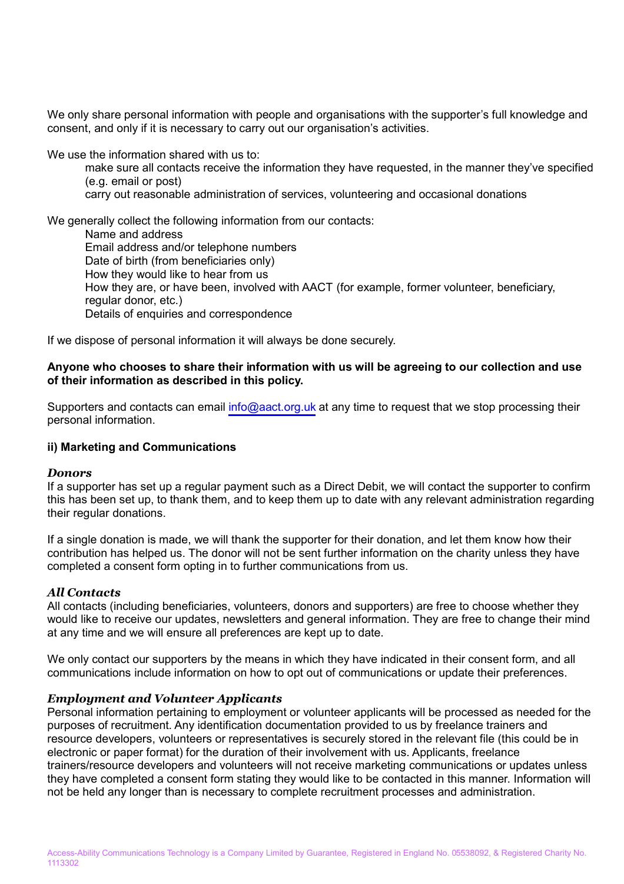We only share personal information with people and organisations with the supporter's full knowledge and consent, and only if it is necessary to carry out our organisation's activities.

We use the information shared with us to:

- make sure all contacts receive the information they have requested, in the manner they've specified (e.g. email or post)
- carry out reasonable administration of services, volunteering and occasional donations

We generally collect the following information from our contacts:

- Name and address
- Email address and/or telephone numbers
- Date of birth (from beneficiaries only)
- How they would like to hear from us
- How they are, or have been, involved with AACT (for example, former volunteer, beneficiary, regular donor, etc.)
- Details of enquiries and correspondence

If we dispose of personal information it will always be done securely.

**Anyone who chooses to share their information with us will be agreeing to our collection and use of their information as described in this policy.**

Supporters and contacts can email info@aact.org.uk at any time to request that we stop processing their personal information.

#### ii) Marketing and Communications

***Donors***

If a supporter has set up a regular payment such as a Direct Debit, we will contact the supporter to confirm this has been set up, to thank them, and to keep them up to date with any relevant administration regarding their regular donations.

If a single donation is made, we will thank the supporter for their donation, and let them know how their contribution has helped us. The donor will not be sent further information on the charity unless they have completed a consent form opting in to further communications from us.

***All Contacts***

All contacts (including beneficiaries, volunteers, donors and supporters) are free to choose whether they would like to receive our updates, newsletters and general information. They are free to change their mind at any time and we will ensure all preferences are kept up to date.

We only contact our supporters by the means in which they have indicated in their consent form, and all communications include information on how to opt out of communications or update their preferences.

***Employment and Volunteer Applicants***

Personal information pertaining to employment or volunteer applicants will be processed as needed for the purposes of recruitment. Any identification documentation provided to us by freelance trainers and resource developers, volunteers or representatives is securely stored in the relevant file (this could be in electronic or paper format) for the duration of their involvement with us. Applicants, freelance trainers/resource developers and volunteers will not receive marketing communications or updates unless they have completed a consent form stating they would like to be contacted in this manner. Information will not be held any longer than is necessary to complete recruitment processes and administration.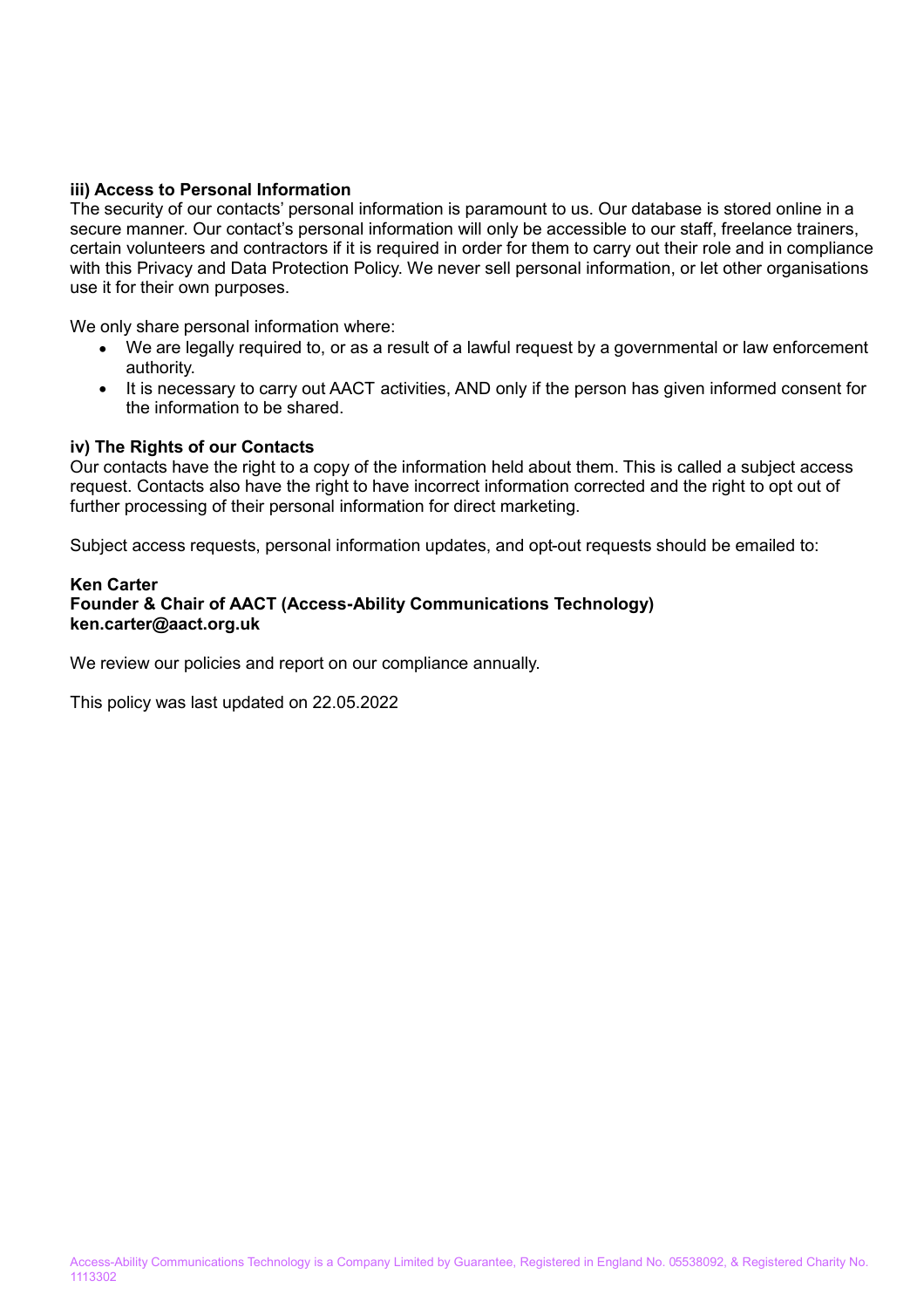### iii) Access to Personal Information

The security of our contacts' personal information is paramount to us. Our database is stored online in a secure manner. Our contact's personal information will only be accessible to our staff, freelance trainers, certain volunteers and contractors if it is required in order for them to carry out their role and in compliance with this Privacy and Data Protection Policy. We never sell personal information, or let other organisations use it for their own purposes.

We only share personal information where:

- We are legally required to, or as a result of a lawful request by a governmental or law enforcement authority.
- It is necessary to carry out AACT activities, AND only if the person has given informed consent for the information to be shared.

### iv) The Rights of our Contacts

Our contacts have the right to a copy of the information held about them. This is called a subject access request. Contacts also have the right to have incorrect information corrected and the right to opt out of further processing of their personal information for direct marketing.

Subject access requests, personal information updates, and opt-out requests should be emailed to:

**Ken Carter**
**Founder & Chair of AACT (Access-Ability Communications Technology)**
**ken.carter@aact.org.uk**

We review our policies and report on our compliance annually.

This policy was last updated on 22.05.2022

Access-Ability Communications Technology is a Company Limited by Guarantee, Registered in England No. 05538092, & Registered Charity No. 1113302